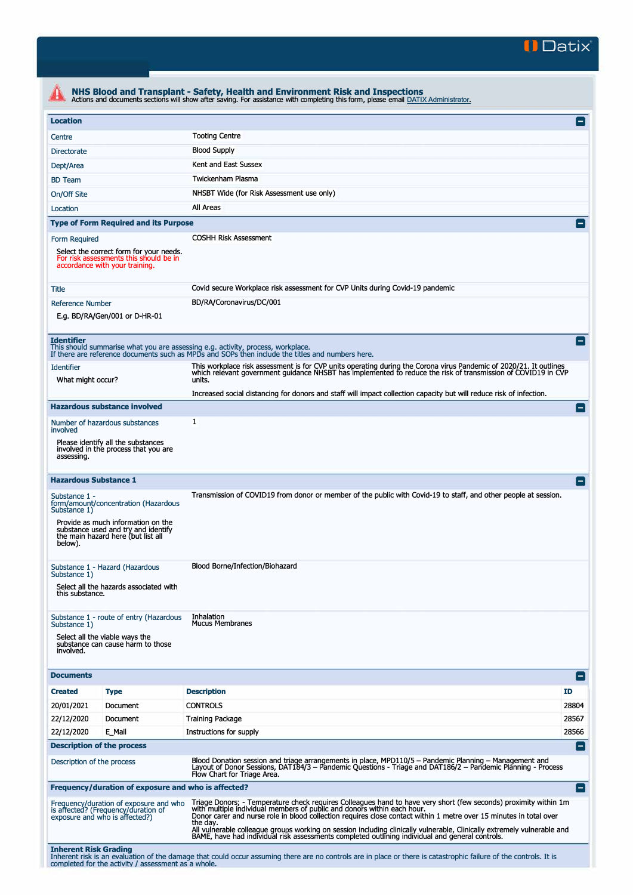Datix

# NHS Blood and Transplant - Safety, Health and Environment Risk and Inspections

Actions and documents sections will show after saving. For assistance with completing this form, please email DATIX Administrator.

## Location

| | |
|---|---|
| Centre | Tooting Centre |
| Directorate | Blood Supply |
| Dept/Area | Kent and East Sussex |
| BD Team | Twickenham Plasma |
| On/Off Site | NHSBT Wide (for Risk Assessment use only) |
| Location | All Areas |

## Type of Form Required and its Purpose

| | |
|---|---|
| Form Required<br>Select the correct form for your needs. For risk assessments this should be in accordance with your training. | COSHH Risk Assessment |
| Title | Covid secure Workplace risk assessment for CVP Units during Covid-19 pandemic |
| Reference Number<br>E.g. BD/RA/Gen/001 or D-HR-01 | BD/RA/Coronavirus/DC/001 |

## Identifier

This should summarise what you are assessing e.g. activity, process, workplace.
If there are reference documents such as MPDs and SOPs then include the titles and numbers here.

| | |
|---|---|
| Identifier<br>What might occur? | This workplace risk assessment is for CVP units operating during the Corona virus Pandemic of 2020/21. It outlines which relevant government guidance NHSBT has implemented to reduce the risk of transmission of COVID19 in CVP units.<br><br>Increased social distancing for donors and staff will impact collection capacity but will reduce risk of infection. |

## Hazardous substance involved

| | |
|---|---|
| Number of hazardous substances involved<br>Please identify all the substances involved in the process that you are assessing. | 1 |

## Hazardous Substance 1

| | |
|---|---|
| Substance 1 - form/amount/concentration (Hazardous Substance 1)<br>Provide as much information on the substance used and try and identify the main hazard here (but list all below). | Transmission of COVID19 from donor or member of the public with Covid-19 to staff, and other people at session. |
| Substance 1 - Hazard (Hazardous Substance 1)<br>Select all the hazards associated with this substance. | Blood Borne/Infection/Biohazard |
| Substance 1 - route of entry (Hazardous Substance 1)<br>Select all the viable ways the substance can cause harm to those involved. | Inhalation<br>Mucus Membranes |

## Documents

| Created | Type | Description | ID |
|---|---|---|---|
| 20/01/2021 | Document | CONTROLS | 28804 |
| 22/12/2020 | Document | Training Package | 28567 |
| 22/12/2020 | E_Mail | Instructions for supply | 28566 |

## Description of the process

| | |
|---|---|
| Description of the process | Blood Donation session and triage arrangements in place, MPD110/5 – Pandemic Planning – Management and Layout of Donor Sessions, DAT184/3 – Pandemic Questions - Triage and DAT186/2 – Pandemic Planning - Process Flow Chart for Triage Area. |

## Frequency/duration of exposure and who is affected?

| | |
|---|---|
| Frequency/duration of exposure and who is affected? (Frequency/duration of exposure and who is affected?) | Triage Donors; - Temperature check requires Colleagues hand to have very short (few seconds) proximity within 1m with multiple individual members of public and donors within each hour.<br>Donor carer and nurse role in blood collection requires close contact within 1 metre over 15 minutes in total over the day.<br>All vulnerable colleague groups working on session including clinically vulnerable, Clinically extremely vulnerable and BAME, have had individual risk assessments completed outlining individual and general controls. |

## Inherent Risk Grading

Inherent risk is an evaluation of the damage that could occur assuming there are no controls are in place or there is catastrophic failure of the controls. It is completed for the activity / assessment as a whole.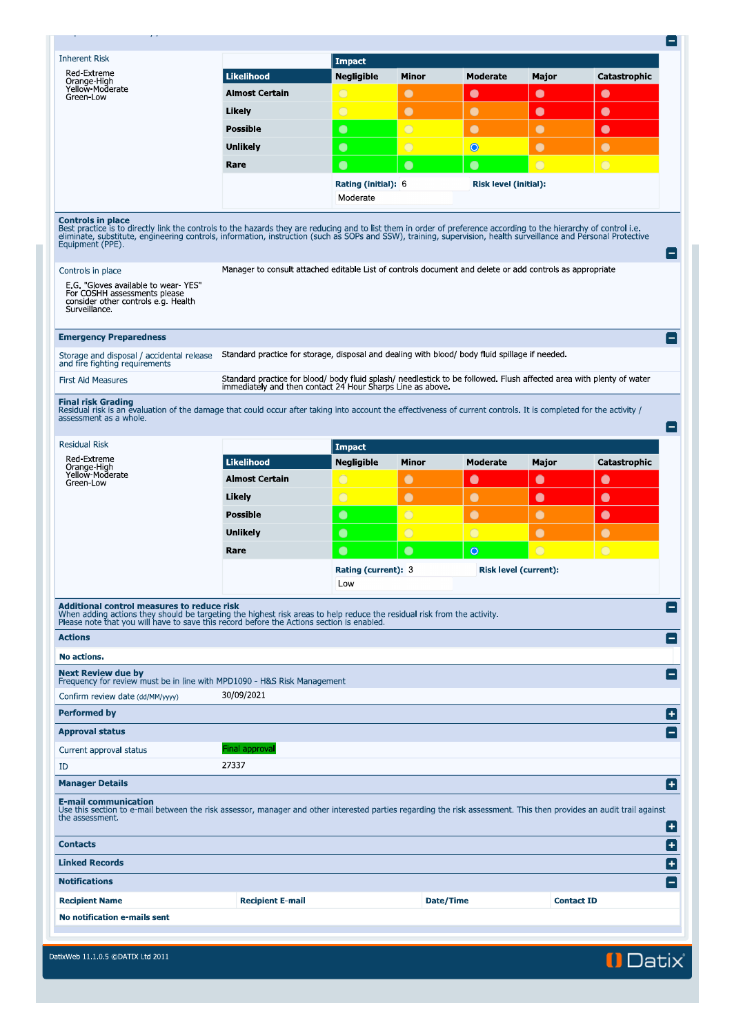## Inherent Risk

Red-Extreme
Orange-High
Yellow-Moderate
Green-Low

| Likelihood | Impact: Negligible | Minor | Moderate | Major | Catastrophic |
|---|---|---|---|---|---|
| Almost Certain | | | | | |
| Likely | | | | | |
| Possible | | | | | |
| Unlikely | | | ● | | |
| Rare | | | | | |

**Rating (initial):** 6 **Risk level (initial):** Moderate

## Controls in place

Best practice is to directly link the controls to the hazards they are reducing and to list them in order of preference according to the hierarchy of control i.e. eliminate, substitute, engineering controls, information, instruction (such as SOPs and SSW), training, supervision, health surveillance and Personal Protective Equipment (PPE).

| | |
|---|---|
| Controls in place<br><br>E.G. "Gloves available to wear- YES" For COSHH assessments please consider other controls e.g. Health Surveillance. | Manager to consult attached editable List of controls document and delete or add controls as appropriate |

## Emergency Preparedness

| | |
|---|---|
| Storage and disposal / accidental release and fire fighting requirements | Standard practice for storage, disposal and dealing with blood/ body fluid spillage if needed. |
| First Aid Measures | Standard practice for blood/ body fluid splash/ needlestick to be followed. Flush affected area with plenty of water immediately and then contact 24 Hour Sharps Line as above. |

## Final risk Grading

Residual risk is an evaluation of the damage that could occur after taking into account the effectiveness of current controls. It is completed for the activity / assessment as a whole.

Residual Risk

Red-Extreme
Orange-High
Yellow-Moderate
Green-Low

| Likelihood | Impact: Negligible | Minor | Moderate | Major | Catastrophic |
|---|---|---|---|---|---|
| Almost Certain | | | | | |
| Likely | | | | | |
| Possible | | | | | |
| Unlikely | | | | | |
| Rare | | | ● | | |

**Rating (current):** 3 **Risk level (current):** Low

## Additional control measures to reduce risk

When adding actions they should be targeting the highest risk areas to help reduce the residual risk from the activity.
Please note that you will have to save this record before the Actions section is enabled.

## Actions

**No actions.**

## Next Review due by

Frequency for review must be in line with MPD1090 - H&S Risk Management

Confirm review date (dd/MM/yyyy) 30/09/2021

## Performed by

## Approval status

| | |
|---|---|
| Current approval status | Final approval |
| ID | 27337 |

## Manager Details

## E-mail communication

Use this section to e-mail between the risk assessor, manager and other interested parties regarding the risk assessment. This then provides an audit trail against the assessment.

## Contacts

## Linked Records

## Notifications

| Recipient Name | Recipient E-mail | Date/Time | Contact ID |
|---|---|---|---|
| **No notification e-mails sent** | | | |

DatixWeb 11.1.0.5 ©DATIX Ltd 2011